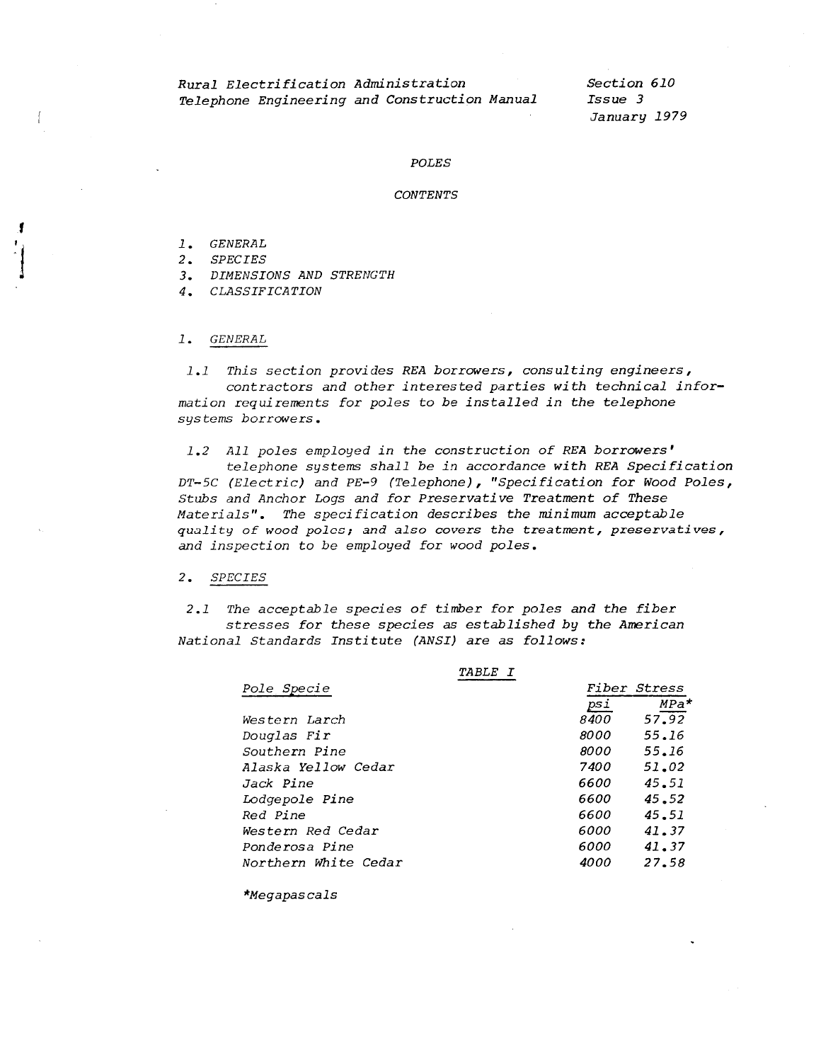Rural Electrification Administration
Telephone Engineering and Construction Manual

Section 610
Issue 3
January 1979

# POLES

## CONTENTS

1. GENERAL
2. SPECIES
3. DIMENSIONS AND STRENGTH
4. CLASSIFICATION

## 1. GENERAL

1.1 This section provides REA borrowers, consulting engineers, contractors and other interested parties with technical information requirements for poles to be installed in the telephone systems borrowers.

1.2 All poles employed in the construction of REA borrowers' telephone systems shall be in accordance with REA Specification DT-5C (Electric) and PE-9 (Telephone), "Specification for Wood Poles, Stubs and Anchor Logs and for Preservative Treatment of These Materials". The specification describes the minimum acceptable quality of wood poles; and also covers the treatment, preservatives, and inspection to be employed for wood poles.

## 2. SPECIES

2.1 The acceptable species of timber for poles and the fiber stresses for these species as established by the American National Standards Institute (ANSI) are as follows:

TABLE I

| Pole Specie | Fiber Stress | |
|---|---|---|
| | psi | MPa* |
| Western Larch | 8400 | 57.92 |
| Douglas Fir | 8000 | 55.16 |
| Southern Pine | 8000 | 55.16 |
| Alaska Yellow Cedar | 7400 | 51.02 |
| Jack Pine | 6600 | 45.51 |
| Lodgepole Pine | 6600 | 45.52 |
| Red Pine | 6600 | 45.51 |
| Western Red Cedar | 6000 | 41.37 |
| Ponderosa Pine | 6000 | 41.37 |
| Northern White Cedar | 4000 | 27.58 |

*Megapascals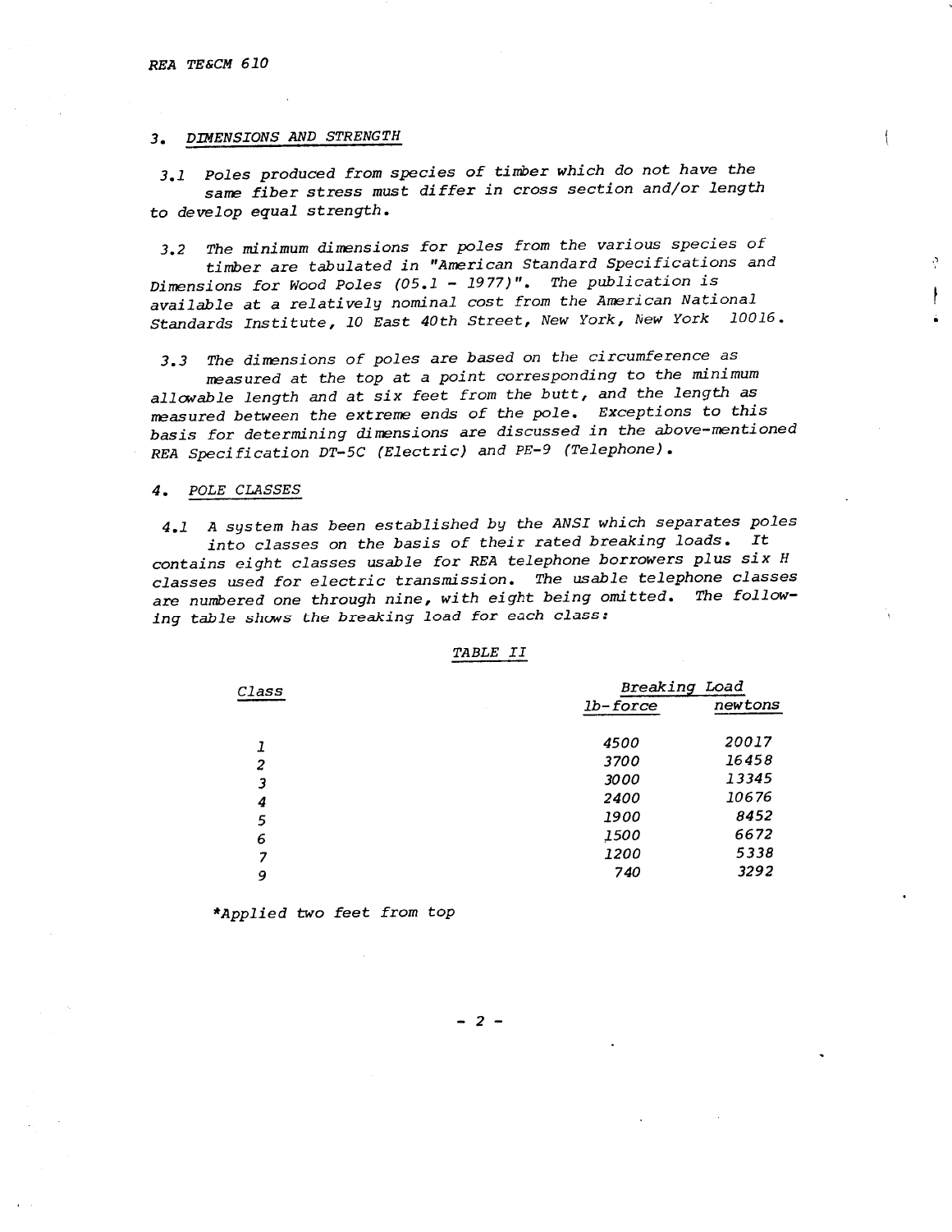## 3. DIMENSIONS AND STRENGTH

3.1 Poles produced from species of timber which do not have the same fiber stress must differ in cross section and/or length to develop equal strength.

3.2 The minimum dimensions for poles from the various species of timber are tabulated in "American Standard Specifications and Dimensions for Wood Poles (05.1 - 1977)". The publication is available at a relatively nominal cost from the American National Standards Institute, 10 East 40th Street, New York, New York 10016.

3.3 The dimensions of poles are based on the circumference as measured at the top at a point corresponding to the minimum allowable length and at six feet from the butt, and the length as measured between the extreme ends of the pole. Exceptions to this basis for determining dimensions are discussed in the above-mentioned REA Specification DT-5C (Electric) and PE-9 (Telephone).

## 4. POLE CLASSES

4.1 A system has been established by the ANSI which separates poles into classes on the basis of their rated breaking loads. It contains eight classes usable for REA telephone borrowers plus six H classes used for electric transmission. The usable telephone classes are numbered one through nine, with eight being omitted. The following table shows the breaking load for each class:

TABLE II

| Class | Breaking Load | |
|---|---|---|
| | lb-force | newtons |
| 1 | 4500 | 20017 |
| 2 | 3700 | 16458 |
| 3 | 3000 | 13345 |
| 4 | 2400 | 10676 |
| 5 | 1900 | 8452 |
| 6 | 1500 | 6672 |
| 7 | 1200 | 5338 |
| 9 | 740 | 3292 |

*Applied two feet from top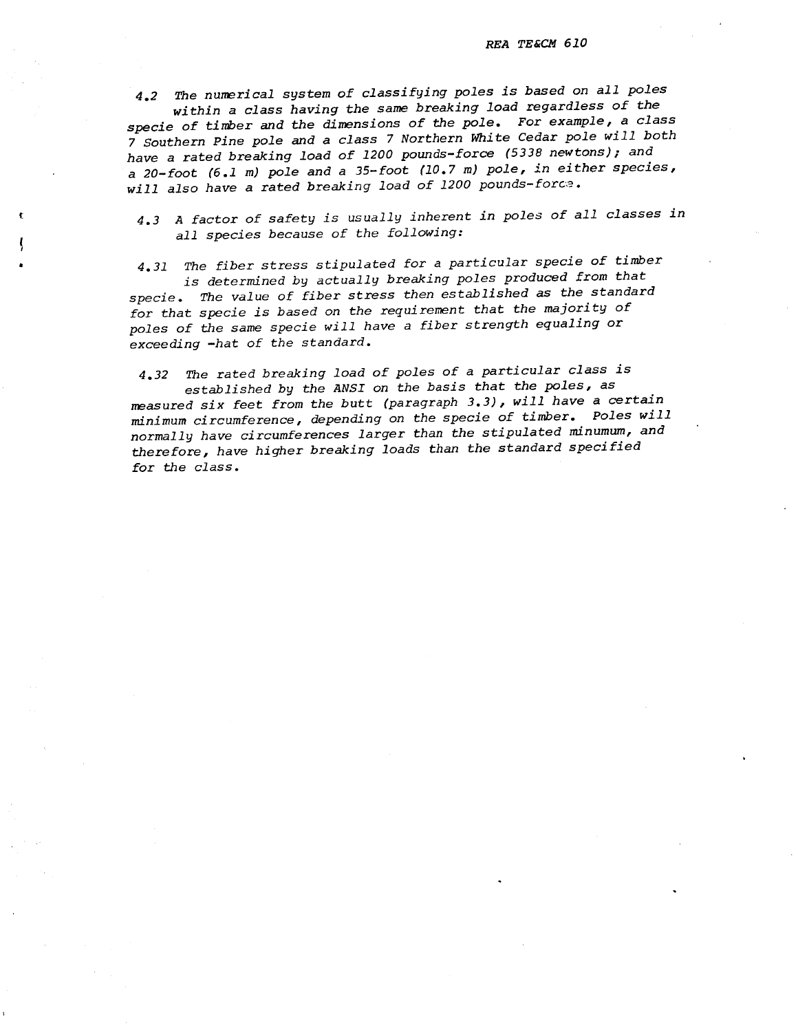*4.2 The numerical system of classifying poles is based on all poles within a class having the same breaking load regardless of the specie of timber and the dimensions of the pole. For example, a class 7 Southern Pine pole and a class 7 Northern White Cedar pole will both have a rated breaking load of 1200 pounds-force (5338 newtons); and a 20-foot (6.1 m) pole and a 35-foot (10.7 m) pole, in either species, will also have a rated breaking load of 1200 pounds-force.*

*4.3 A factor of safety is usually inherent in poles of all classes in all species because of the following:*

*4.31 The fiber stress stipulated for a particular specie of timber is determined by actually breaking poles produced from that specie. The value of fiber stress then established as the standard for that specie is based on the requirement that the majority of poles of the same specie will have a fiber strength equaling or exceeding -hat of the standard.*

*4.32 The rated breaking load of poles of a particular class is established by the ANSI on the basis that the poles, as measured six feet from the butt (paragraph 3.3), will have a certain minimum circumference, depending on the specie of timber. Poles will normally have circumferences larger than the stipulated minumum, and therefore, have higher breaking loads than the standard specified for the class.*